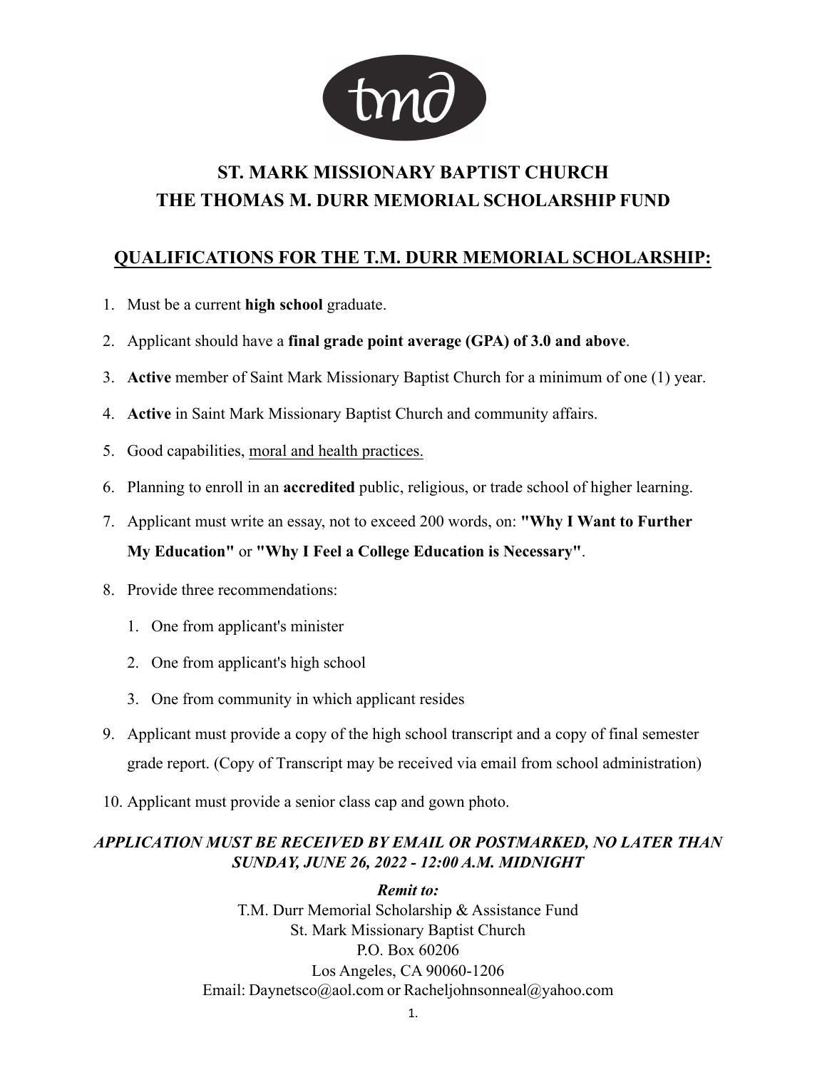tmd

# ST. MARK MISSIONARY BAPTIST CHURCH
# THE THOMAS M. DURR MEMORIAL SCHOLARSHIP FUND

## QUALIFICATIONS FOR THE T.M. DURR MEMORIAL SCHOLARSHIP:

1. Must be a current **high school** graduate.
2. Applicant should have a **final grade point average (GPA) of 3.0 and above**.
3. **Active** member of Saint Mark Missionary Baptist Church for a minimum of one (1) year.
4. **Active** in Saint Mark Missionary Baptist Church and community affairs.
5. Good capabilities, moral and health practices.
6. Planning to enroll in an **accredited** public, religious, or trade school of higher learning.
7. Applicant must write an essay, not to exceed 200 words, on: **"Why I Want to Further My Education"** or **"Why I Feel a College Education is Necessary"**.
8. Provide three recommendations:
    1. One from applicant's minister
    2. One from applicant's high school
    3. One from community in which applicant resides
9. Applicant must provide a copy of the high school transcript and a copy of final semester grade report. (Copy of Transcript may be received via email from school administration)
10. Applicant must provide a senior class cap and gown photo.

***APPLICATION MUST BE RECEIVED BY EMAIL OR POSTMARKED, NO LATER THAN SUNDAY, JUNE 26, 2022 - 12:00 A.M. MIDNIGHT***

***Remit to:***

T.M. Durr Memorial Scholarship & Assistance Fund
St. Mark Missionary Baptist Church
P.O. Box 60206
Los Angeles, CA 90060-1206
Email: Daynetsco@aol.com or Racheljohnsonneal@yahoo.com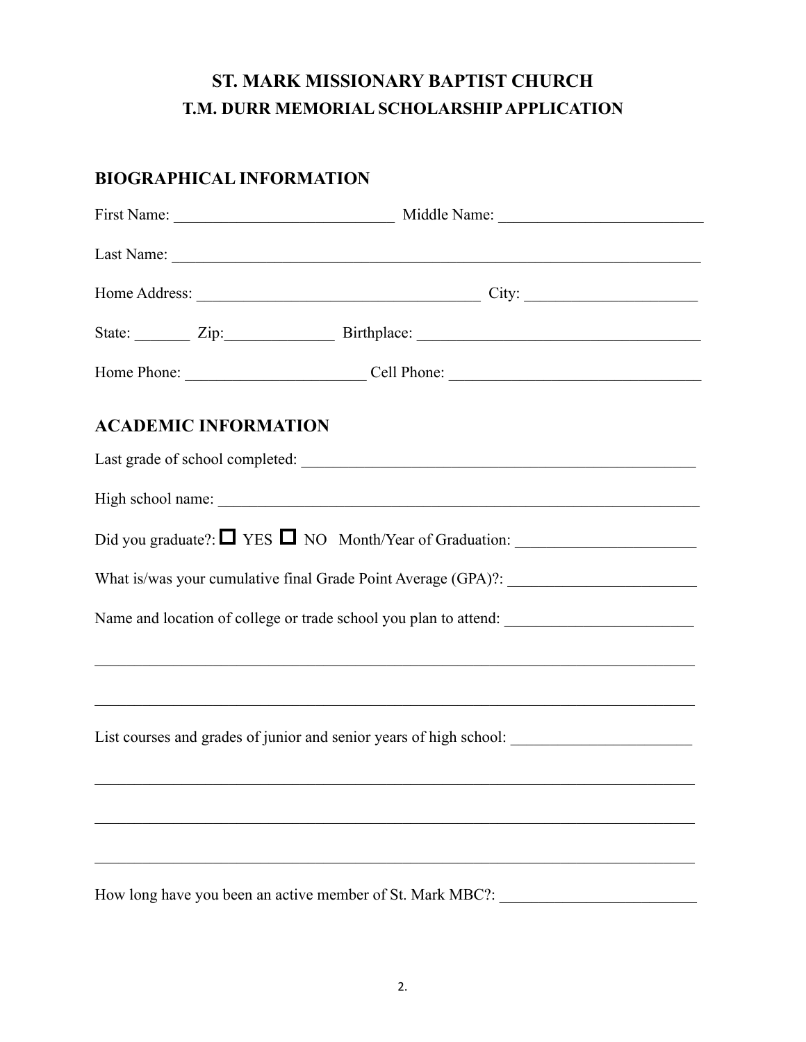# ST. MARK MISSIONARY BAPTIST CHURCH
## T.M. DURR MEMORIAL SCHOLARSHIP APPLICATION

### BIOGRAPHICAL INFORMATION

First Name: ___________________________ Middle Name: _________________________

Last Name: __________________________________________________________________

Home Address: ___________________________________ City: _____________________

State: _______ Zip:_____________ Birthplace: ___________________________________

Home Phone: ______________________ Cell Phone: _______________________________

### ACADEMIC INFORMATION

Last grade of school completed: ___________________________________________________

High school name: ______________________________________________________________

Did you graduate?: ☐ YES ☐ NO Month/Year of Graduation: ______________________

What is/was your cumulative final Grade Point Average (GPA)?: _______________________

Name and location of college or trade school you plan to attend: ______________________

_____________________________________________________________________________

_____________________________________________________________________________

List courses and grades of junior and senior years of high school: ______________________

_____________________________________________________________________________

_____________________________________________________________________________

_____________________________________________________________________________

How long have you been an active member of St. Mark MBC?: ________________________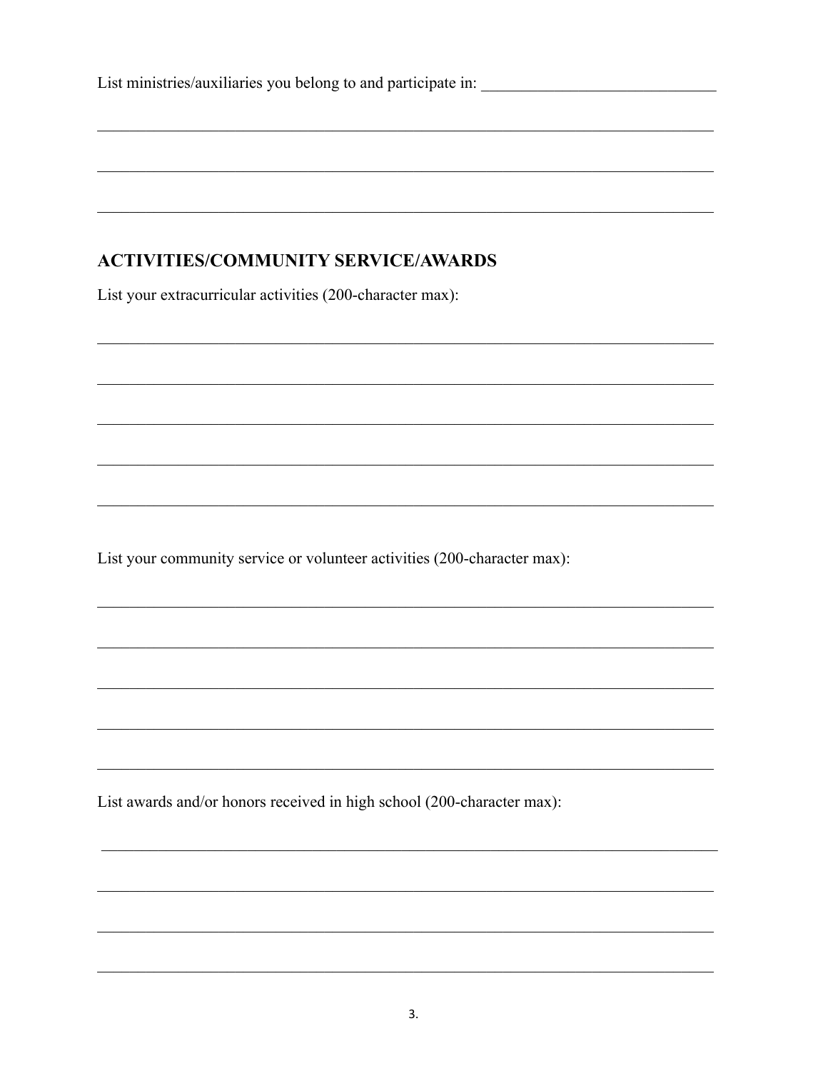List ministries/auxiliaries you belong to and participate in: ______________________________

_______________________________________________________________________________

_______________________________________________________________________________

_______________________________________________________________________________

## ACTIVITIES/COMMUNITY SERVICE/AWARDS

List your extracurricular activities (200-character max):

_______________________________________________________________________________

_______________________________________________________________________________

_______________________________________________________________________________

_______________________________________________________________________________

_______________________________________________________________________________

List your community service or volunteer activities (200-character max):

_______________________________________________________________________________

_______________________________________________________________________________

_______________________________________________________________________________

_______________________________________________________________________________

_______________________________________________________________________________

List awards and/or honors received in high school (200-character max):

_______________________________________________________________________________

_______________________________________________________________________________

_______________________________________________________________________________

_______________________________________________________________________________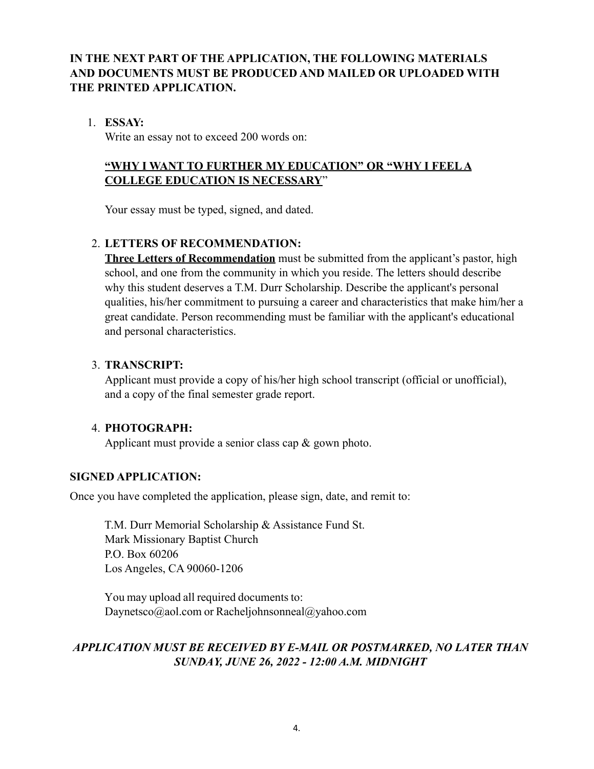**IN THE NEXT PART OF THE APPLICATION, THE FOLLOWING MATERIALS AND DOCUMENTS MUST BE PRODUCED AND MAILED OR UPLOADED WITH THE PRINTED APPLICATION.**

1. **ESSAY:**
   Write an essay not to exceed 200 words on:

   **<u>"WHY I WANT TO FURTHER MY EDUCATION" OR "WHY I FEEL A COLLEGE EDUCATION IS NECESSARY</u>"**

   Your essay must be typed, signed, and dated.

2. **LETTERS OF RECOMMENDATION:**
   **<u>Three Letters of Recommendation</u>** must be submitted from the applicant's pastor, high school, and one from the community in which you reside. The letters should describe why this student deserves a T.M. Durr Scholarship. Describe the applicant's personal qualities, his/her commitment to pursuing a career and characteristics that make him/her a great candidate. Person recommending must be familiar with the applicant's educational and personal characteristics.

3. **TRANSCRIPT:**
   Applicant must provide a copy of his/her high school transcript (official or unofficial), and a copy of the final semester grade report.

4. **PHOTOGRAPH:**
   Applicant must provide a senior class cap & gown photo.

**SIGNED APPLICATION:**

Once you have completed the application, please sign, date, and remit to:

> T.M. Durr Memorial Scholarship & Assistance Fund St.
> Mark Missionary Baptist Church
> P.O. Box 60206
> Los Angeles, CA 90060-1206
>
> You may upload all required documents to:
> Daynetsco@aol.com or Racheljohnsonneal@yahoo.com

***APPLICATION MUST BE RECEIVED BY E-MAIL OR POSTMARKED, NO LATER THAN SUNDAY, JUNE 26, 2022 - 12:00 A.M. MIDNIGHT***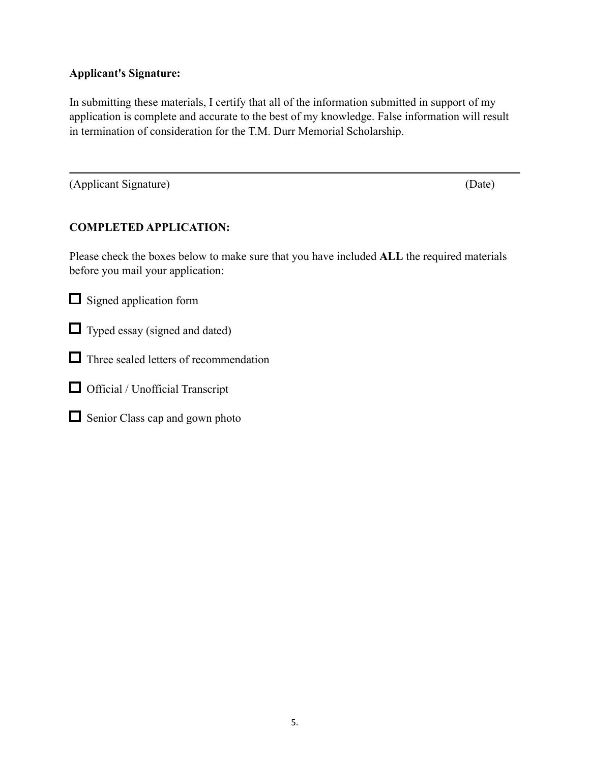**Applicant's Signature:**

In submitting these materials, I certify that all of the information submitted in support of my application is complete and accurate to the best of my knowledge. False information will result in termination of consideration for the T.M. Durr Memorial Scholarship.

\_\_\_\_\_\_\_\_\_\_\_\_\_\_\_\_\_\_\_\_\_\_\_\_\_\_\_\_\_\_\_\_\_\_\_\_\_\_\_\_\_\_\_\_\_\_\_\_\_\_\_\_\_\_\_\_\_\_\_\_\_\_\_\_

(Applicant Signature) (Date)

**COMPLETED APPLICATION:**

Please check the boxes below to make sure that you have included **ALL** the required materials before you mail your application:

- ☐ Signed application form
- ☐ Typed essay (signed and dated)
- ☐ Three sealed letters of recommendation
- ☐ Official / Unofficial Transcript
- ☐ Senior Class cap and gown photo